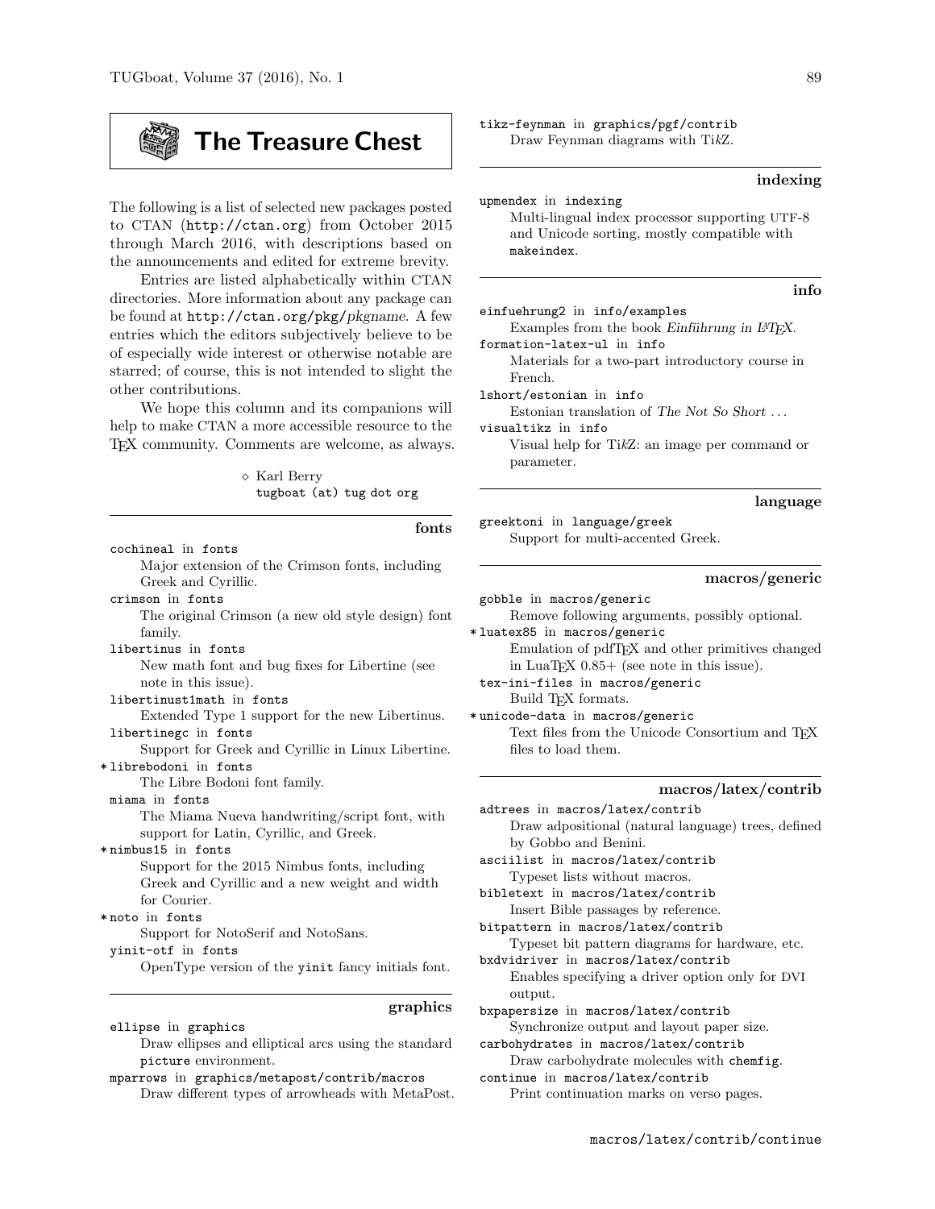# The Treasure Chest

The following is a list of selected new packages posted to CTAN (`http://ctan.org`) from October 2015 through March 2016, with descriptions based on the announcements and edited for extreme brevity.

Entries are listed alphabetically within CTAN directories. More information about any package can be found at `http://ctan.org/pkg/`*pkgname*. A few entries which the editors subjectively believe to be of especially wide interest or otherwise notable are starred; of course, this is not intended to slight the other contributions.

We hope this column and its companions will help to make CTAN a more accessible resource to the TeX community. Comments are welcome, as always.

◇ Karl Berry
`tugboat (at) tug dot org`

## fonts

`cochineal` in `fonts`
: Major extension of the Crimson fonts, including Greek and Cyrillic.

`crimson` in `fonts`
: The original Crimson (a new old style design) font family.

`libertinus` in `fonts`
: New math font and bug fixes for Libertine (see note in this issue).

`libertinust1math` in `fonts`
: Extended Type 1 support for the new Libertinus.

`libertinegc` in `fonts`
: Support for Greek and Cyrillic in Linux Libertine.

\* `librebodoni` in `fonts`
: The Libre Bodoni font family.

`miama` in `fonts`
: The Miama Nueva handwriting/script font, with support for Latin, Cyrillic, and Greek.

\* `nimbus15` in `fonts`
: Support for the 2015 Nimbus fonts, including Greek and Cyrillic and a new weight and width for Courier.

\* `noto` in `fonts`
: Support for NotoSerif and NotoSans.

`yinit-otf` in `fonts`
: OpenType version of the `yinit` fancy initials font.

## graphics

`ellipse` in `graphics`
: Draw ellipses and elliptical arcs using the standard `picture` environment.

`mparrows` in `graphics/metapost/contrib/macros`
: Draw different types of arrowheads with MetaPost.

`tikz-feynman` in `graphics/pgf/contrib`
: Draw Feynman diagrams with TikZ.

## indexing

`upmendex` in `indexing`
: Multi-lingual index processor supporting UTF-8 and Unicode sorting, mostly compatible with `makeindex`.

## info

`einfuehrung2` in `info/examples`
: Examples from the book *Einführung in LaTeX*.

`formation-latex-ul` in `info`
: Materials for a two-part introductory course in French.

`lshort/estonian` in `info`
: Estonian translation of *The Not So Short* ...

`visualtikz` in `info`
: Visual help for TikZ: an image per command or parameter.

## language

`greektoni` in `language/greek`
: Support for multi-accented Greek.

## macros/generic

`gobble` in `macros/generic`
: Remove following arguments, possibly optional.

\* `luatex85` in `macros/generic`
: Emulation of pdfTeX and other primitives changed in LuaTeX 0.85+ (see note in this issue).

`tex-ini-files` in `macros/generic`
: Build TeX formats.

\* `unicode-data` in `macros/generic`
: Text files from the Unicode Consortium and TeX files to load them.

## macros/latex/contrib

`adtrees` in `macros/latex/contrib`
: Draw adpositional (natural language) trees, defined by Gobbo and Benini.

`asciilist` in `macros/latex/contrib`
: Typeset lists without macros.

`bibletext` in `macros/latex/contrib`
: Insert Bible passages by reference.

`bitpattern` in `macros/latex/contrib`
: Typeset bit pattern diagrams for hardware, etc.

`bxdvidriver` in `macros/latex/contrib`
: Enables specifying a driver option only for DVI output.

`bxpapersize` in `macros/latex/contrib`
: Synchronize output and layout paper size.

`carbohydrates` in `macros/latex/contrib`
: Draw carbohydrate molecules with `chemfig`.

`continue` in `macros/latex/contrib`
: Print continuation marks on verso pages.

`macros/latex/contrib/continue`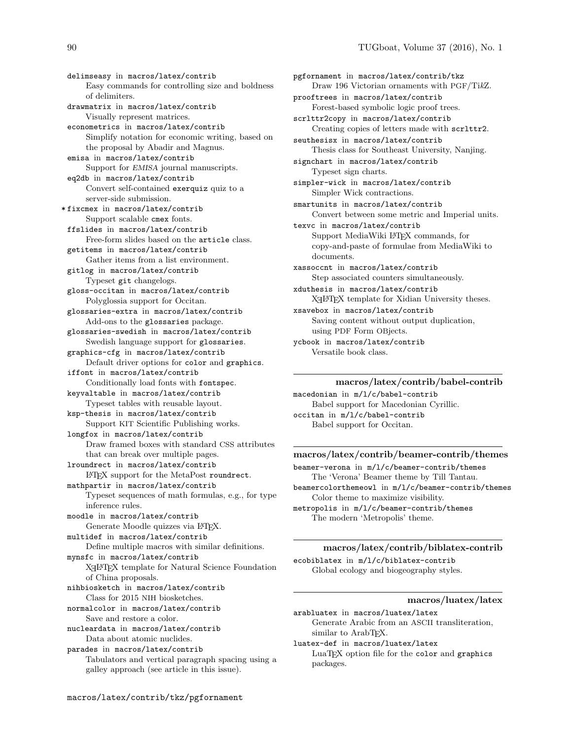delimseasy in macros/latex/contrib
: Easy commands for controlling size and boldness of delimiters.

drawmatrix in macros/latex/contrib
: Visually represent matrices.

econometrics in macros/latex/contrib
: Simplify notation for economic writing, based on the proposal by Abadir and Magnus.

emisa in macros/latex/contrib
: Support for *EMISA* journal manuscripts.

eq2db in macros/latex/contrib
: Convert self-contained exerquiz quiz to a server-side submission.

* fixcmex in macros/latex/contrib
: Support scalable cmex fonts.

ffslides in macros/latex/contrib
: Free-form slides based on the article class.

getitems in macros/latex/contrib
: Gather items from a list environment.

gitlog in macros/latex/contrib
: Typeset git changelogs.

gloss-occitan in macros/latex/contrib
: Polyglossia support for Occitan.

glossaries-extra in macros/latex/contrib
: Add-ons to the glossaries package.

glossaries-swedish in macros/latex/contrib
: Swedish language support for glossaries.

graphics-cfg in macros/latex/contrib
: Default driver options for color and graphics.

iffont in macros/latex/contrib
: Conditionally load fonts with fontspec.

keyvaltable in macros/latex/contrib
: Typeset tables with reusable layout.

ksp-thesis in macros/latex/contrib
: Support KIT Scientific Publishing works.

longfox in macros/latex/contrib
: Draw framed boxes with standard CSS attributes that can break over multiple pages.

lroundrect in macros/latex/contrib
: LaTeX support for the MetaPost roundrect.

mathpartir in macros/latex/contrib
: Typeset sequences of math formulas, e.g., for type inference rules.

moodle in macros/latex/contrib
: Generate Moodle quizzes via LaTeX.

multidef in macros/latex/contrib
: Define multiple macros with similar definitions.

mynsfc in macros/latex/contrib
: XeLaTeX template for Natural Science Foundation of China proposals.

nihbiosketch in macros/latex/contrib
: Class for 2015 NIH biosketches.

normalcolor in macros/latex/contrib
: Save and restore a color.

nucleardata in macros/latex/contrib
: Data about atomic nuclides.

parades in macros/latex/contrib
: Tabulators and vertical paragraph spacing using a galley approach (see article in this issue).

pgfornament in macros/latex/contrib/tkz
: Draw 196 Victorian ornaments with PGF/Ti*k*Z.

prooftrees in macros/latex/contrib
: Forest-based symbolic logic proof trees.

scrlttr2copy in macros/latex/contrib
: Creating copies of letters made with scrlttr2.

seuthesisx in macros/latex/contrib
: Thesis class for Southeast University, Nanjing.

signchart in macros/latex/contrib
: Typeset sign charts.

simpler-wick in macros/latex/contrib
: Simpler Wick contractions.

smartunits in macros/latex/contrib
: Convert between some metric and Imperial units.

texvc in macros/latex/contrib
: Support MediaWiki LaTeX commands, for copy-and-paste of formulae from MediaWiki to documents.

xassoccnt in macros/latex/contrib
: Step associated counters simultaneously.

xduthesis in macros/latex/contrib
: XeLaTeX template for Xidian University theses.

xsavebox in macros/latex/contrib
: Saving content without output duplication, using PDF Form OBjects.

ycbook in macros/latex/contrib
: Versatile book class.

## macros/latex/contrib/babel-contrib

macedonian in m/l/c/babel-contrib
: Babel support for Macedonian Cyrillic.

occitan in m/l/c/babel-contrib
: Babel support for Occitan.

## macros/latex/contrib/beamer-contrib/themes

beamer-verona in m/l/c/beamer-contrib/themes
: The 'Verona' Beamer theme by Till Tantau.

beamercolorthemeowl in m/l/c/beamer-contrib/themes
: Color theme to maximize visibility.

metropolis in m/l/c/beamer-contrib/themes
: The modern 'Metropolis' theme.

## macros/latex/contrib/biblatex-contrib

ecobiblatex in m/l/c/biblatex-contrib
: Global ecology and biogeography styles.

## macros/luatex/latex

arabluatex in macros/luatex/latex
: Generate Arabic from an ASCII transliteration, similar to ArabTeX.

luatex-def in macros/luatex/latex
: LuaTeX option file for the color and graphics packages.

macros/latex/contrib/tkz/pgfornament